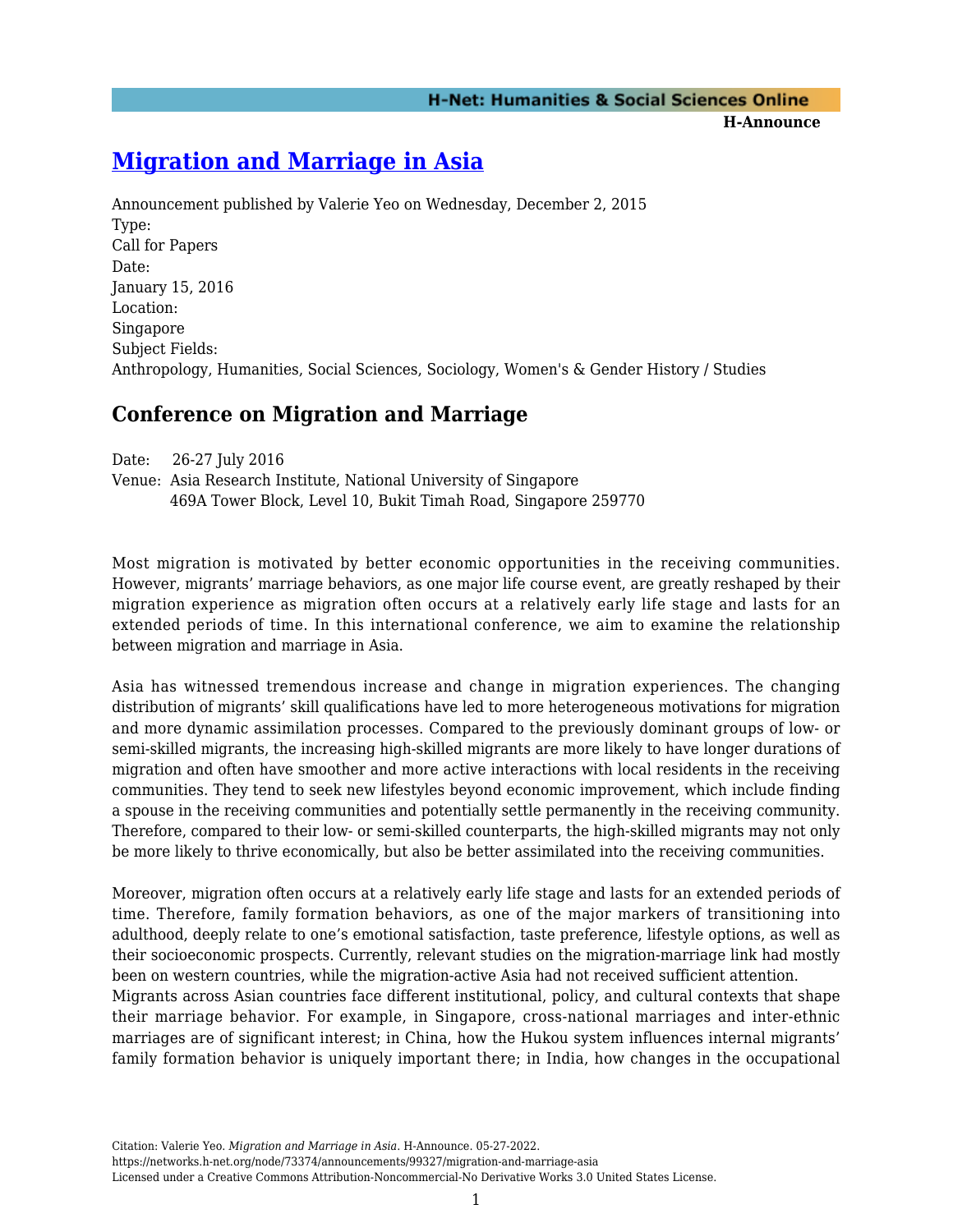# Migration and Marriage in Asia

Announcement published by Valerie Yeo on Wednesday, December 2, 2015

Type:
Call for Papers

Date:
January 15, 2016

Location:
Singapore

Subject Fields:
Anthropology, Humanities, Social Sciences, Sociology, Women's & Gender History / Studies

## Conference on Migration and Marriage

Date: 26-27 July 2016
Venue: Asia Research Institute, National University of Singapore
469A Tower Block, Level 10, Bukit Timah Road, Singapore 259770

Most migration is motivated by better economic opportunities in the receiving communities. However, migrants' marriage behaviors, as one major life course event, are greatly reshaped by their migration experience as migration often occurs at a relatively early life stage and lasts for an extended periods of time. In this international conference, we aim to examine the relationship between migration and marriage in Asia.

Asia has witnessed tremendous increase and change in migration experiences. The changing distribution of migrants' skill qualifications have led to more heterogeneous motivations for migration and more dynamic assimilation processes. Compared to the previously dominant groups of low- or semi-skilled migrants, the increasing high-skilled migrants are more likely to have longer durations of migration and often have smoother and more active interactions with local residents in the receiving communities. They tend to seek new lifestyles beyond economic improvement, which include finding a spouse in the receiving communities and potentially settle permanently in the receiving community. Therefore, compared to their low- or semi-skilled counterparts, the high-skilled migrants may not only be more likely to thrive economically, but also be better assimilated into the receiving communities.

Moreover, migration often occurs at a relatively early life stage and lasts for an extended periods of time. Therefore, family formation behaviors, as one of the major markers of transitioning into adulthood, deeply relate to one's emotional satisfaction, taste preference, lifestyle options, as well as their socioeconomic prospects. Currently, relevant studies on the migration-marriage link had mostly been on western countries, while the migration-active Asia had not received sufficient attention.
Migrants across Asian countries face different institutional, policy, and cultural contexts that shape their marriage behavior. For example, in Singapore, cross-national marriages and inter-ethnic marriages are of significant interest; in China, how the Hukou system influences internal migrants' family formation behavior is uniquely important there; in India, how changes in the occupational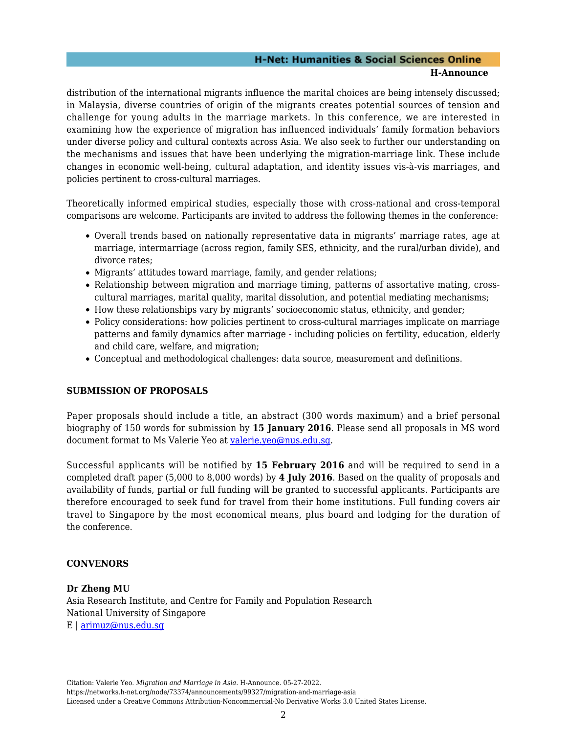distribution of the international migrants influence the marital choices are being intensely discussed; in Malaysia, diverse countries of origin of the migrants creates potential sources of tension and challenge for young adults in the marriage markets. In this conference, we are interested in examining how the experience of migration has influenced individuals' family formation behaviors under diverse policy and cultural contexts across Asia. We also seek to further our understanding on the mechanisms and issues that have been underlying the migration-marriage link. These include changes in economic well-being, cultural adaptation, and identity issues vis-à-vis marriages, and policies pertinent to cross-cultural marriages.

Theoretically informed empirical studies, especially those with cross-national and cross-temporal comparisons are welcome. Participants are invited to address the following themes in the conference:

- Overall trends based on nationally representative data in migrants' marriage rates, age at marriage, intermarriage (across region, family SES, ethnicity, and the rural/urban divide), and divorce rates;
- Migrants' attitudes toward marriage, family, and gender relations;
- Relationship between migration and marriage timing, patterns of assortative mating, cross-cultural marriages, marital quality, marital dissolution, and potential mediating mechanisms;
- How these relationships vary by migrants' socioeconomic status, ethnicity, and gender;
- Policy considerations: how policies pertinent to cross-cultural marriages implicate on marriage patterns and family dynamics after marriage - including policies on fertility, education, elderly and child care, welfare, and migration;
- Conceptual and methodological challenges: data source, measurement and definitions.

## SUBMISSION OF PROPOSALS

Paper proposals should include a title, an abstract (300 words maximum) and a brief personal biography of 150 words for submission by **15 January 2016**. Please send all proposals in MS word document format to Ms Valerie Yeo at valerie.yeo@nus.edu.sg.

Successful applicants will be notified by **15 February 2016** and will be required to send in a completed draft paper (5,000 to 8,000 words) by **4 July 2016**. Based on the quality of proposals and availability of funds, partial or full funding will be granted to successful applicants. Participants are therefore encouraged to seek fund for travel from their home institutions. Full funding covers air travel to Singapore by the most economical means, plus board and lodging for the duration of the conference.

## CONVENORS

**Dr Zheng MU**
Asia Research Institute, and Centre for Family and Population Research
National University of Singapore
E | arimuz@nus.edu.sg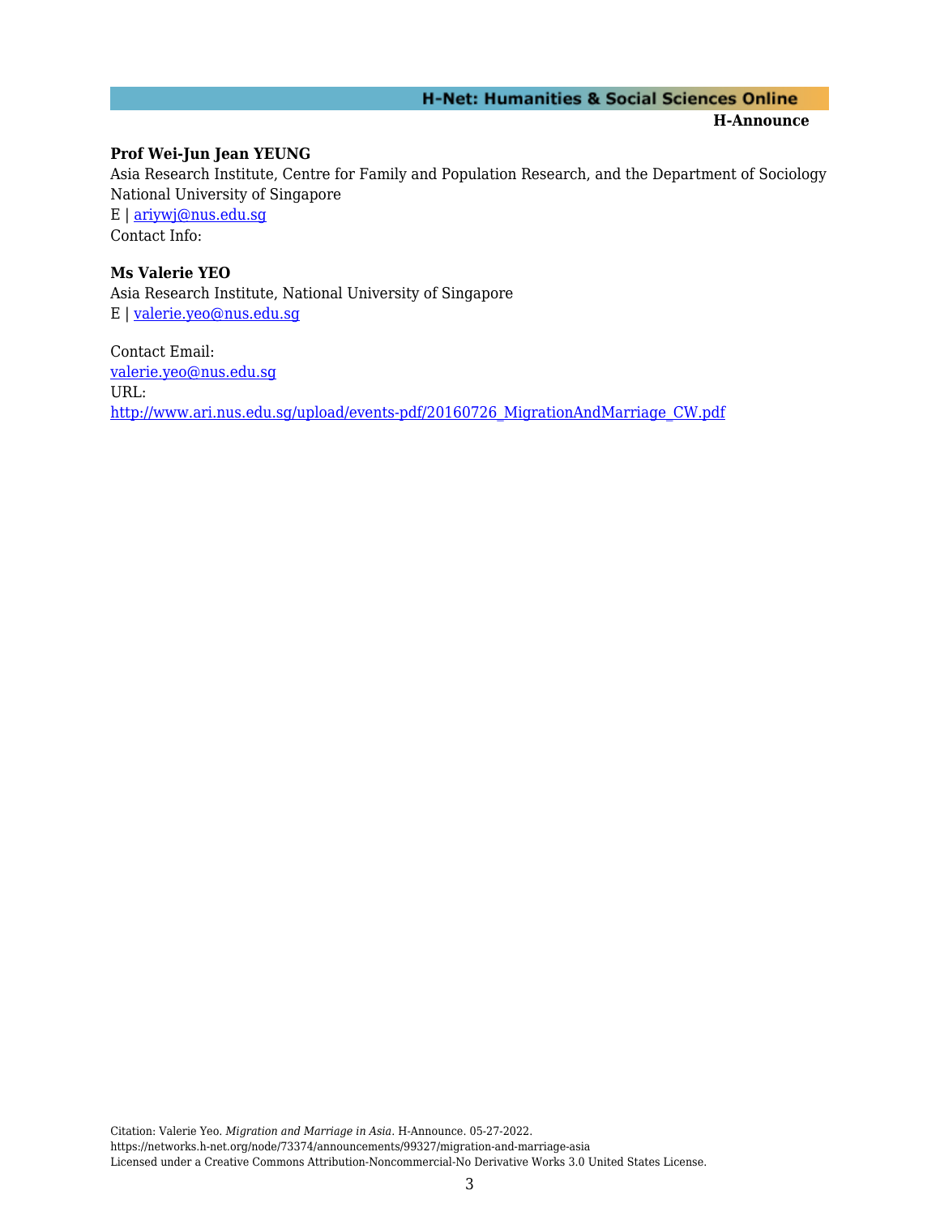**Prof Wei-Jun Jean YEUNG**
Asia Research Institute, Centre for Family and Population Research, and the Department of Sociology
National University of Singapore
E | ariywj@nus.edu.sg
Contact Info:

**Ms Valerie YEO**
Asia Research Institute, National University of Singapore
E | valerie.yeo@nus.edu.sg

Contact Email:
valerie.yeo@nus.edu.sg
URL:
http://www.ari.nus.edu.sg/upload/events-pdf/20160726_MigrationAndMarriage_CW.pdf

Citation: Valerie Yeo. *Migration and Marriage in Asia*. H-Announce. 05-27-2022.
https://networks.h-net.org/node/73374/announcements/99327/migration-and-marriage-asia
Licensed under a Creative Commons Attribution-Noncommercial-No Derivative Works 3.0 United States License.